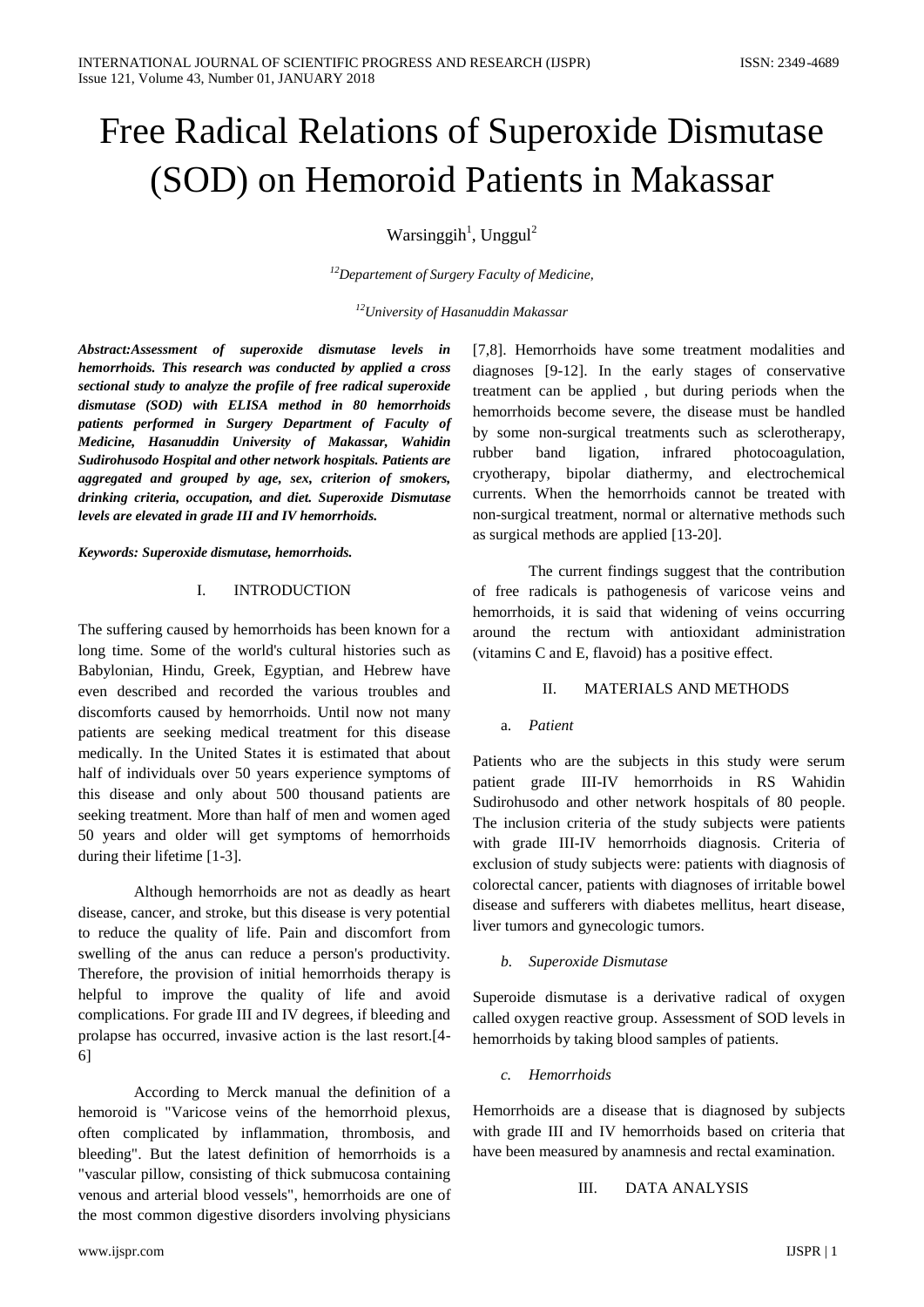# Free Radical Relations of Superoxide Dismutase (SOD) on Hemoroid Patients in Makassar

Warsinggih[1], Unggul[2]

[12]*Departement of Surgery Faculty of Medicine,*

[12]*University of Hasanuddin Makassar*

***Abstract:Assessment of superoxide dismutase levels in hemorrhoids. This research was conducted by applied a cross sectional study to analyze the profile of free radical superoxide dismutase (SOD) with ELISA method in 80 hemorrhoids patients performed in Surgery Department of Faculty of Medicine, Hasanuddin University of Makassar, Wahidin Sudirohusodo Hospital and other network hospitals. Patients are aggregated and grouped by age, sex, criterion of smokers, drinking criteria, occupation, and diet. Superoxide Dismutase levels are elevated in grade III and IV hemorrhoids.***

***Keywords: Superoxide dismutase, hemorrhoids.***

## I. INTRODUCTION

The suffering caused by hemorrhoids has been known for a long time. Some of the world's cultural histories such as Babylonian, Hindu, Greek, Egyptian, and Hebrew have even described and recorded the various troubles and discomforts caused by hemorrhoids. Until now not many patients are seeking medical treatment for this disease medically. In the United States it is estimated that about half of individuals over 50 years experience symptoms of this disease and only about 500 thousand patients are seeking treatment. More than half of men and women aged 50 years and older will get symptoms of hemorrhoids during their lifetime [1-3].

Although hemorrhoids are not as deadly as heart disease, cancer, and stroke, but this disease is very potential to reduce the quality of life. Pain and discomfort from swelling of the anus can reduce a person's productivity. Therefore, the provision of initial hemorrhoids therapy is helpful to improve the quality of life and avoid complications. For grade III and IV degrees, if bleeding and prolapse has occurred, invasive action is the last resort.[4-6]

According to Merck manual the definition of a hemoroid is "Varicose veins of the hemorrhoid plexus, often complicated by inflammation, thrombosis, and bleeding". But the latest definition of hemorrhoids is a "vascular pillow, consisting of thick submucosa containing venous and arterial blood vessels", hemorrhoids are one of the most common digestive disorders involving physicians [7,8]. Hemorrhoids have some treatment modalities and diagnoses [9-12]. In the early stages of conservative treatment can be applied , but during periods when the hemorrhoids become severe, the disease must be handled by some non-surgical treatments such as sclerotherapy, rubber band ligation, infrared photocoagulation, cryotherapy, bipolar diathermy, and electrochemical currents. When the hemorrhoids cannot be treated with non-surgical treatment, normal or alternative methods such as surgical methods are applied [13-20].

The current findings suggest that the contribution of free radicals is pathogenesis of varicose veins and hemorrhoids, it is said that widening of veins occurring around the rectum with antioxidant administration (vitamins C and E, flavoid) has a positive effect.

## II. MATERIALS AND METHODS

### a. *Patient*

Patients who are the subjects in this study were serum patient grade III-IV hemorrhoids in RS Wahidin Sudirohusodo and other network hospitals of 80 people. The inclusion criteria of the study subjects were patients with grade III-IV hemorrhoids diagnosis. Criteria of exclusion of study subjects were: patients with diagnosis of colorectal cancer, patients with diagnoses of irritable bowel disease and sufferers with diabetes mellitus, heart disease, liver tumors and gynecologic tumors.

### b. *Superoxide Dismutase*

Superoide dismutase is a derivative radical of oxygen called oxygen reactive group. Assessment of SOD levels in hemorrhoids by taking blood samples of patients.

### c. *Hemorrhoids*

Hemorrhoids are a disease that is diagnosed by subjects with grade III and IV hemorrhoids based on criteria that have been measured by anamnesis and rectal examination.

## III. DATA ANALYSIS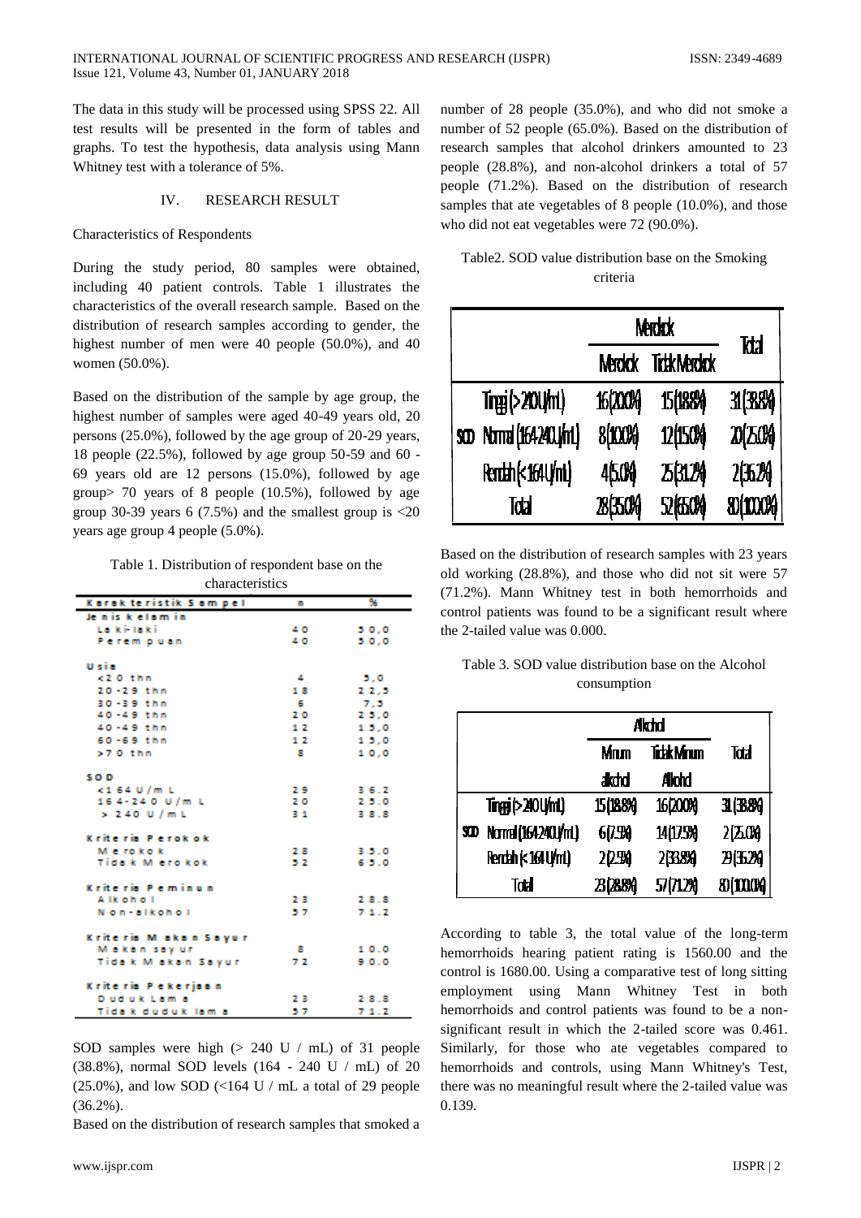The data in this study will be processed using SPSS 22. All test results will be presented in the form of tables and graphs. To test the hypothesis, data analysis using Mann Whitney test with a tolerance of 5%.

## IV. RESEARCH RESULT

### Characteristics of Respondents

During the study period, 80 samples were obtained, including 40 patient controls. Table 1 illustrates the characteristics of the overall research sample. Based on the distribution of research samples according to gender, the highest number of men were 40 people (50.0%), and 40 women (50.0%).

Based on the distribution of the sample by age group, the highest number of samples were aged 40-49 years old, 20 persons (25.0%), followed by the age group of 20-29 years, 18 people (22.5%), followed by age group 50-59 and 60 - 69 years old are 12 persons (15.0%), followed by age group> 70 years of 8 people (10.5%), followed by age group 30-39 years 6 (7.5%) and the smallest group is <20 years age group 4 people (5.0%).

Table 1. Distribution of respondent base on the characteristics

| Karakteristik Sampel | n | % |
|---|---|---|
| **Jenis Kelamin** | | |
| Laki-laki | 40 | 50,0 |
| Perempuan | 40 | 50,0 |
| **Usia** | | |
| <20 thn | 4 | 5,0 |
| 20-29 thn | 18 | 22,5 |
| 30-39 thn | 6 | 7,5 |
| 40-49 thn | 20 | 25,0 |
| 40-49 thn | 12 | 15,0 |
| 60-69 thn | 12 | 15,0 |
| >70 thn | 8 | 10,0 |
| **SOD** | | |
| <164 U/mL | 29 | 36.2 |
| 164-240 U/mL | 20 | 25.0 |
| > 240 U/mL | 31 | 38.8 |
| **Kriteria Perokok** | | |
| Merokok | 28 | 35.0 |
| Tidak Merokok | 52 | 65.0 |
| **Kriteria Peminum** | | |
| Alkohol | 23 | 28.8 |
| Non-alkohol | 57 | 71.2 |
| **Kriteria Makan Sayur** | | |
| Makan sayur | 8 | 10.0 |
| Tidak Makan Sayur | 72 | 90.0 |
| **Kriteria Pekerjaan** | | |
| Duduk Lama | 23 | 28.8 |
| Tidak duduk lama | 57 | 71.2 |

SOD samples were high (> 240 U / mL) of 31 people (38.8%), normal SOD levels (164 - 240 U / mL) of 20 (25.0%), and low SOD (<164 U / mL a total of 29 people (36.2%).

Based on the distribution of research samples that smoked a number of 28 people (35.0%), and who did not smoke a number of 52 people (65.0%). Based on the distribution of research samples that alcohol drinkers amounted to 23 people (28.8%), and non-alcohol drinkers a total of 57 people (71.2%). Based on the distribution of research samples that ate vegetables of 8 people (10.0%), and those who did not eat vegetables were 72 (90.0%).

Table2. SOD value distribution base on the Smoking criteria

| | | Merokok | | Total |
|---|---|---|---|---|
| | | Merokok | Tidak Merokok | |
| SOD | Tinggi (>240 U/mL) | 16 (20.0%) | 15 (18.8%) | 31 (38.8%) |
| | Normal (164-240 U/mL) | 8 (10.0%) | 12 (15.0%) | 20 (25.0%) |
| | Rendah (<164 U/mL) | 4 (5.0%) | 25 (31.2%) | 2 (36.2%) |
| | Total | 28 (35.0%) | 52 (65.0%) | 80 (100.0%) |

Based on the distribution of research samples with 23 years old working (28.8%), and those who did not sit were 57 (71.2%). Mann Whitney test in both hemorrhoids and control patients was found to be a significant result where the 2-tailed value was 0.000.

Table 3. SOD value distribution base on the Alcohol consumption

| | | Alkohol | | Total |
|---|---|---|---|---|
| | | Minum alkohol | Tidak Minum Alkohol | |
| SOD | Tinggi (>240 U/mL) | 15 (18.8%) | 16 (20.0%) | 31 (38.8%) |
| | Normal (164-240 U/mL) | 6 (7.5%) | 14 (17.5%) | 2 (25.0%) |
| | Rendah (<164 U/mL) | 2 (2.5%) | 2 (33.8%) | 29 (36.2%) |
| | Total | 23 (28.8%) | 57 (71.2%) | 80 (100.0%) |

According to table 3, the total value of the long-term hemorrhoids hearing patient rating is 1560.00 and the control is 1680.00. Using a comparative test of long sitting employment using Mann Whitney Test in both hemorrhoids and control patients was found to be a non-significant result in which the 2-tailed score was 0.461. Similarly, for those who ate vegetables compared to hemorrhoids and controls, using Mann Whitney's Test, there was no meaningful result where the 2-tailed value was 0.139.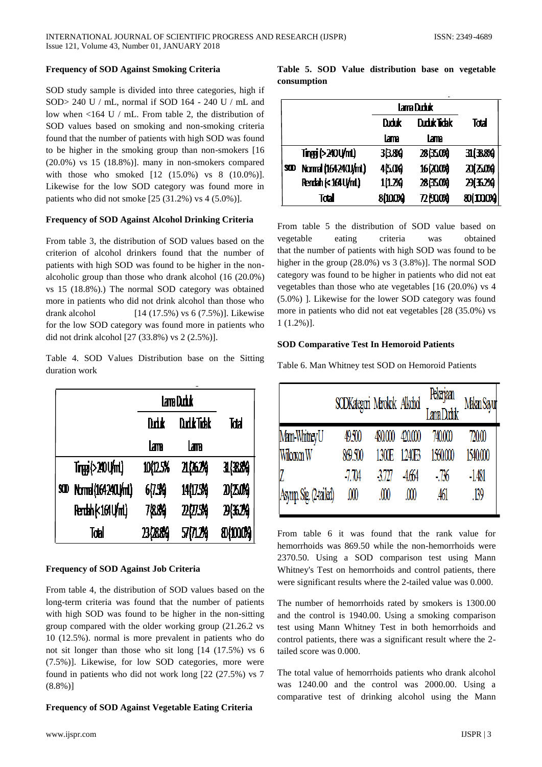### Frequency of SOD Against Smoking Criteria

SOD study sample is divided into three categories, high if SOD> 240 U / mL, normal if SOD 164 - 240 U / mL and low when <164 U / mL. From table 2, the distribution of SOD values based on smoking and non-smoking criteria found that the number of patients with high SOD was found to be higher in the smoking group than non-smokers [16 (20.0%) vs 15 (18.8%)]. many in non-smokers compared with those who smoked [12 (15.0%) vs 8 (10.0%)]. Likewise for the low SOD category was found more in patients who did not smoke [25 (31.2%) vs 4 (5.0%)].

### Frequency of SOD Against Alcohol Drinking Criteria

From table 3, the distribution of SOD values based on the criterion of alcohol drinkers found that the number of patients with high SOD was found to be higher in the non-alcoholic group than those who drank alcohol (16 (20.0%) vs 15 (18.8%).) The normal SOD category was obtained more in patients who did not drink alcohol than those who drank alcohol [14 (17.5%) vs 6 (7.5%)]. Likewise for the low SOD category was found more in patients who did not drink alcohol [27 (33.8%) vs 2 (2.5%)].

Table 4. SOD Values Distribution base on the Sitting duration work

| | | Lama Duduk | | Total |
|---|---|---|---|---|
| | | Duduk Lama | Duduk Tidak Lama | |
| SOD | Tinggi (> 240 U/mL) | 10 (12.5%) | 21 (26.2%) | 31 (38.8%) |
| | Normal (164-240 U/mL) | 6 (7.5%) | 14 (17.5%) | 20 (25.0%) |
| | Rendah (< 164 U/mL) | 7 (8.8%) | 22 (27.5%) | 29 (36.2%) |
| Total | | 23 (28.8%) | 57 (71.2%) | 80 (100.0%) |

### Frequency of SOD Against Job Criteria

From table 4, the distribution of SOD values based on the long-term criteria was found that the number of patients with high SOD was found to be higher in the non-sitting group compared with the older working group (21.26.2 vs 10 (12.5%). normal is more prevalent in patients who do not sit longer than those who sit long [14 (17.5%) vs 6 (7.5%)]. Likewise, for low SOD categories, more were found in patients who did not work long [22 (27.5%) vs 7 (8.8%)]

### Frequency of SOD Against Vegetable Eating Criteria

**Table 5. SOD Value distribution base on vegetable consumption**

| | | Lama Duduk | | Total |
|---|---|---|---|---|
| | | Duduk Lama | Duduk Tidak Lama | |
| SOD | Tinggi (> 240 U/mL) | 3 (3.8%) | 28 (35.0%) | 31 (38.8%) |
| | Normal (164-240 U/mL) | 4 (5.0%) | 16 (20.0%) | 20 (25.0%) |
| | Rendah (< 164 U/mL) | 1 (1.2%) | 28 (35.0%) | 29 (36.2%) |
| Total | | 8 (10.0%) | 72 (90.0%) | 80 (100.0%) |

From table 5 the distribution of SOD value based on vegetable eating criteria was obtained that the number of patients with high SOD was found to be higher in the group (28.0%) vs 3 (3.8%)]. The normal SOD category was found to be higher in patients who did not eat vegetables than those who ate vegetables [16 (20.0%) vs 4 (5.0%) ]. Likewise for the lower SOD category was found more in patients who did not eat vegetables [28 (35.0%) vs 1 (1.2%)].

### SOD Comparative Test In Hemoroid Patients

Table 6. Man Whitney test SOD on Hemoroid Patients

| | SOD Kategori | Merokok | Alkohol | Pekerjaan Lama Duduk | Makan Sayur |
|---|---|---|---|---|---|
| Mann-Whitney U | 49.500 | 480.000 | 420.000 | 740.000 | 720.00 |
| Wilcoxon W | 869.500 | 1.300E | 1.240E3 | 1560.000 | 1540.000 |
| Z | -7.704 | -3.727 | -4.664 | -.736 | -1.481 |
| Asymp. Sig. (2-tailed) | .000 | .000 | .000 | .461 | .139 |

From table 6 it was found that the rank value for hemorrhoids was 869.50 while the non-hemorrhoids were 2370.50. Using a SOD comparison test using Mann Whitney's Test on hemorrhoids and control patients, there were significant results where the 2-tailed value was 0.000.

The number of hemorrhoids rated by smokers is 1300.00 and the control is 1940.00. Using a smoking comparison test using Mann Whitney Test in both hemorrhoids and control patients, there was a significant result where the 2-tailed score was 0.000.

The total value of hemorrhoids patients who drank alcohol was 1240.00 and the control was 2000.00. Using a comparative test of drinking alcohol using the Mann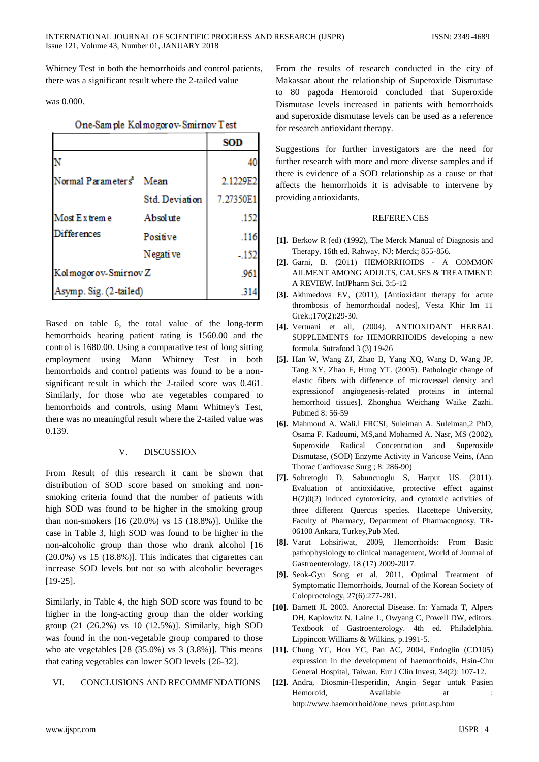Whitney Test in both the hemorrhoids and control patients, there was a significant result where the 2-tailed value

was 0.000.

One-Sample Kolmogorov-Smirnov Test

| | | SOD |
|---|---|---|
| N | | 40 |
| Normal Parameters[a] | Mean | 2.1229E2 |
| | Std. Deviation | 7.27350E1 |
| Most Extreme Differences | Absolute | .152 |
| | Positive | .116 |
| | Negative | -.152 |
| Kolmogorov-Smirnov Z | | .961 |
| Asymp. Sig. (2-tailed) | | .314 |

Based on table 6, the total value of the long-term hemorrhoids hearing patient rating is 1560.00 and the control is 1680.00. Using a comparative test of long sitting employment using Mann Whitney Test in both hemorrhoids and control patients was found to be a non-significant result in which the 2-tailed score was 0.461. Similarly, for those who ate vegetables compared to hemorrhoids and controls, using Mann Whitney's Test, there was no meaningful result where the 2-tailed value was 0.139.

## V. DISCUSSION

From Result of this research it cam be shown that distribution of SOD score based on smoking and non-smoking criteria found that the number of patients with high SOD was found to be higher in the smoking group than non-smokers [16 (20.0%) vs 15 (18.8%)]. Unlike the case in Table 3, high SOD was found to be higher in the non-alcoholic group than those who drank alcohol [16 (20.0%) vs 15 (18.8%)]. This indicates that cigarettes can increase SOD levels but not so with alcoholic beverages [19-25].

Similarly, in Table 4, the high SOD score was found to be higher in the long-acting group than the older working group (21 (26.2%) vs 10 (12.5%)]. Similarly, high SOD was found in the non-vegetable group compared to those who ate vegetables [28 (35.0%) vs 3 (3.8%)]. This means that eating vegetables can lower SOD levels {26-32].

## VI. CONCLUSIONS AND RECOMMENDATIONS

From the results of research conducted in the city of Makassar about the relationship of Superoxide Dismutase to 80 pagoda Hemoroid concluded that Superoxide Dismutase levels increased in patients with hemorrhoids and superoxide dismutase levels can be used as a reference for research antioxidant therapy.

Suggestions for further investigators are the need for further research with more and more diverse samples and if there is evidence of a SOD relationship as a cause or that affects the hemorrhoids it is advisable to intervene by providing antioxidants.

## REFERENCES

**[1].** Berkow R (ed) (1992), The Merck Manual of Diagnosis and Therapy. 16th ed. Rahway, NJ: Merck; 855-856.

**[2].** Garni, B. (2011) HEMORRHOIDS - A COMMON AILMENT AMONG ADULTS, CAUSES & TREATMENT: A REVIEW. IntJPharm Sci. 3:5-12

**[3].** Akhmedova EV, (2011), [Antioxidant therapy for acute thrombosis of hemorrhoidal nodes], Vesta Khir Im 11 Grek.;170(2):29-30.

**[4].** Vertuani et all, (2004), ANTIOXIDANT HERBAL SUPPLEMENTS for HEMORRHOIDS developing a new formula. Sutrafood 3 (3) 19-26

**[5].** Han W, Wang ZJ, Zhao B, Yang XQ, Wang D, Wang JP, Tang XY, Zhao F, Hung YT. (2005). Pathologic change of elastic fibers with difference of microvessel density and expressionof angiogenesis-related proteins in internal hemorrhoid tissues]. Zhonghua Weichang Waike Zazhi. Pubmed 8: 56-59

**[6].** Mahmoud A. Wali,l FRCSI, Suleiman A. Suleiman,2 PhD, Osama F. Kadoumi, MS,and Mohamed A. Nasr, MS (2002), Superoxide Radical Concentration and Superoxide Dismutase, (SOD) Enzyme Activity in Varicose Veins, (Ann Thorac Cardiovasc Surg ; 8: 286-90)

**[7].** Sohretoglu D, Sabuncuoglu S, Harput US. (2011). Evaluation of antioxidative, protective effect against H(2)0(2) induced cytotoxicity, and cytotoxic activities of three different Quercus species. Hacettepe University, Faculty of Pharmacy, Department of Pharmacognosy, TR-06100 Ankara, Turkey,Pub Med.

**[8].** Varut Lohsiriwat, 2009, Hemorrhoids: From Basic pathophysiology to clinical management, World of Journal of Gastroenterology, 18 (17) 2009-2017.

**[9].** Seok-Gyu Song et al, 2011, Optimal Treatment of Symptomatic Hemorrhoids, Journal of the Korean Society of Coloproctology, 27(6):277-281.

**[10].** Barnett JL 2003. Anorectal Disease. In: Yamada T, Alpers DH, Kaplowitz N, Laine L, Owyang C, Powell DW, editors. Textbook of Gastroenterology. 4th ed. Philadelphia. Lippincott Williams & Wilkins, p.1991-5.

**[11].** Chung YC, Hou YC, Pan AC, 2004, Endoglin (CD105) expression in the development of haemorrhoids, Hsin-Chu General Hospital, Taiwan. Eur J Clin Invest, 34(2): 107-12.

**[12].** Andra, Diosmin-Hesperidin, Angin Segar untuk Pasien Hemoroid, Available at : http://www.haemorrhoid/one_news_print.asp.htm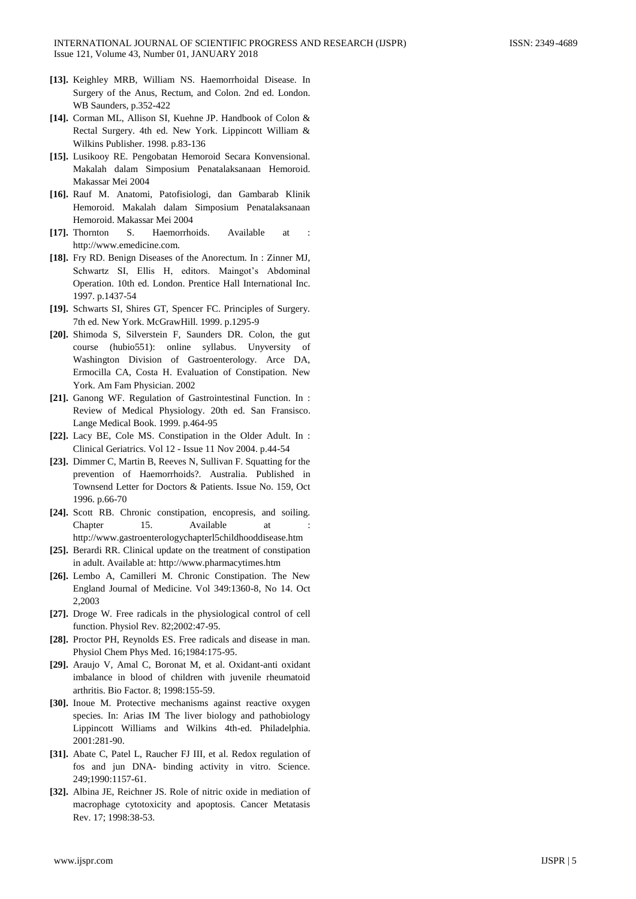**[13].** Keighley MRB, William NS. Haemorrhoidal Disease. In Surgery of the Anus, Rectum, and Colon. 2nd ed. London. WB Saunders, p.352-422

**[14].** Corman ML, Allison SI, Kuehne JP. Handbook of Colon & Rectal Surgery. 4th ed. New York. Lippincott William & Wilkins Publisher. 1998. p.83-136

**[15].** Lusikooy RE. Pengobatan Hemoroid Secara Konvensional. Makalah dalam Simposium Penatalaksanaan Hemoroid. Makassar Mei 2004

**[16].** Rauf M. Anatomi, Patofisiologi, dan Gambarab Klinik Hemoroid. Makalah dalam Simposium Penatalaksanaan Hemoroid. Makassar Mei 2004

**[17].** Thornton S. Haemorrhoids. Available at : http://www.emedicine.com.

**[18].** Fry RD. Benign Diseases of the Anorectum. In : Zinner MJ, Schwartz SI, Ellis H, editors. Maingot's Abdominal Operation. 10th ed. London. Prentice Hall International Inc. 1997. p.1437-54

**[19].** Schwarts SI, Shires GT, Spencer FC. Principles of Surgery. 7th ed. New York. McGrawHill. 1999. p.1295-9

**[20].** Shimoda S, Silverstein F, Saunders DR. Colon, the gut course (hubio551): online syllabus. Unyversity of Washington Division of Gastroenterology. Arce DA, Ermocilla CA, Costa H. Evaluation of Constipation. New York. Am Fam Physician. 2002

**[21].** Ganong WF. Regulation of Gastrointestinal Function. In : Review of Medical Physiology. 20th ed. San Fransisco. Lange Medical Book. 1999. p.464-95

**[22].** Lacy BE, Cole MS. Constipation in the Older Adult. In : Clinical Geriatrics. Vol 12 - Issue 11 Nov 2004. p.44-54

**[23].** Dimmer C, Martin B, Reeves N, Sullivan F. Squatting for the prevention of Haemorrhoids?. Australia. Published in Townsend Letter for Doctors & Patients. Issue No. 159, Oct 1996. p.66-70

**[24].** Scott RB. Chronic constipation, encopresis, and soiling. Chapter 15. Available at : http://www.gastroenterologychapterl5childhooddisease.htm

**[25].** Berardi RR. Clinical update on the treatment of constipation in adult. Available at: http://www.pharmacytimes.htm

**[26].** Lembo A, Camilleri M. Chronic Constipation. The New England Journal of Medicine. Vol 349:1360-8, No 14. Oct 2,2003

**[27].** Droge W. Free radicals in the physiological control of cell function. Physiol Rev. 82;2002:47-95.

**[28].** Proctor PH, Reynolds ES. Free radicals and disease in man. Physiol Chem Phys Med. 16;1984:175-95.

**[29].** Araujo V, Amal C, Boronat M, et al. Oxidant-anti oxidant imbalance in blood of children with juvenile rheumatoid arthritis. Bio Factor. 8; 1998:155-59.

**[30].** Inoue M. Protective mechanisms against reactive oxygen species. In: Arias IM The liver biology and pathobiology Lippincott Williams and Wilkins 4th-ed. Philadelphia. 2001:281-90.

**[31].** Abate C, Patel L, Raucher FJ III, et al. Redox regulation of fos and jun DNA- binding activity in vitro. Science. 249;1990:1157-61.

**[32].** Albina JE, Reichner JS. Role of nitric oxide in mediation of macrophage cytotoxicity and apoptosis. Cancer Metatasis Rev. 17; 1998:38-53.